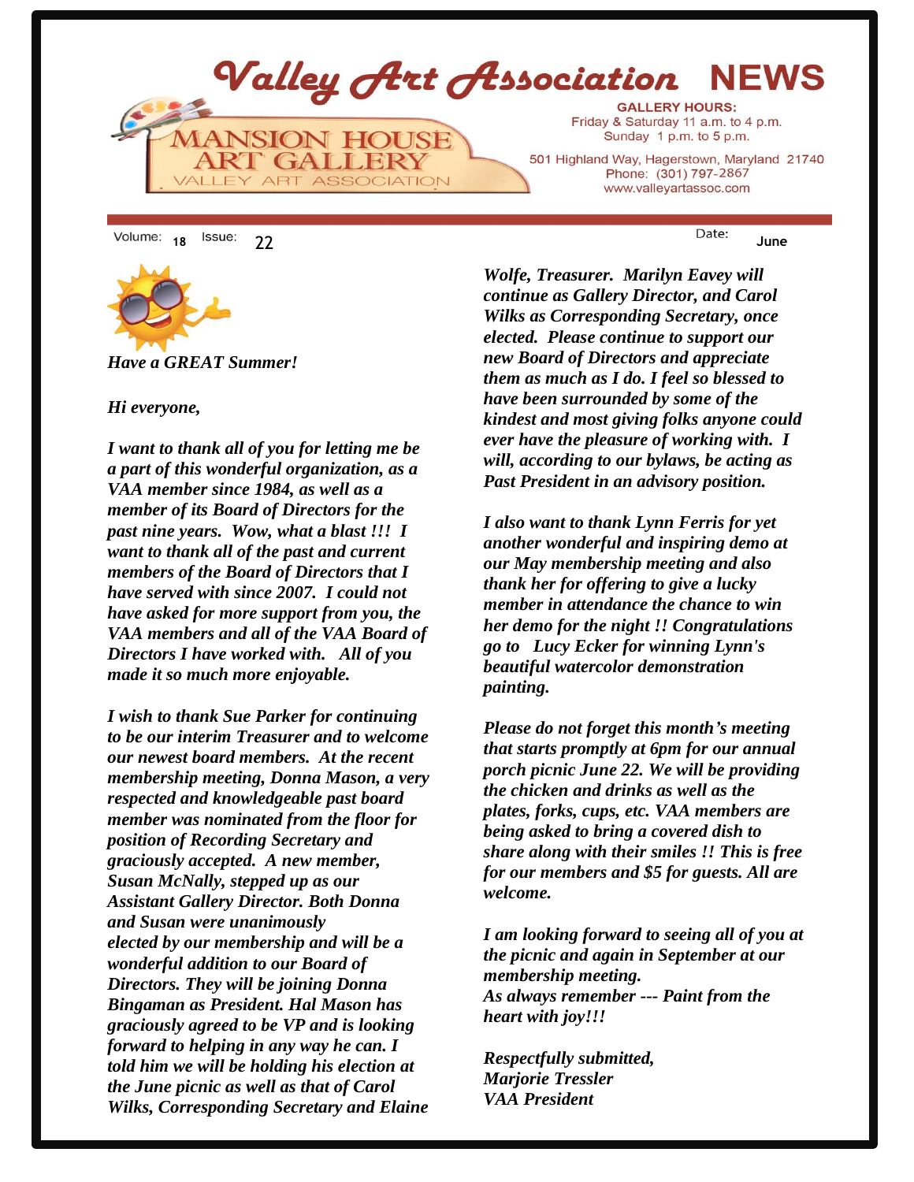# Valley Art Association NEWS

MANSION HOUSE ART GALLERY
VALLEY ART ASSOCIATION

**GALLERY HOURS:**
Friday & Saturday 11 a.m. to 4 p.m.
Sunday 1 p.m. to 5 p.m.

501 Highland Way, Hagerstown, Maryland 21740
Phone: (301) 797-2867
www.valleyartassoc.com

Volume: 18 Issue: 22 Date: June

***Have a GREAT Summer!***

***Hi everyone,***

***I want to thank all of you for letting me be a part of this wonderful organization, as a VAA member since 1984, as well as a member of its Board of Directors for the past nine years. Wow, what a blast !!! I want to thank all of the past and current members of the Board of Directors that I have served with since 2007. I could not have asked for more support from you, the VAA members and all of the VAA Board of Directors I have worked with. All of you made it so much more enjoyable.***

***I wish to thank Sue Parker for continuing to be our interim Treasurer and to welcome our newest board members. At the recent membership meeting, Donna Mason, a very respected and knowledgeable past board member was nominated from the floor for position of Recording Secretary and graciously accepted. A new member, Susan McNally, stepped up as our Assistant Gallery Director. Both Donna and Susan were unanimously elected by our membership and will be a wonderful addition to our Board of Directors. They will be joining Donna Bingaman as President. Hal Mason has graciously agreed to be VP and is looking forward to helping in any way he can. I told him we will be holding his election at the June picnic as well as that of Carol Wilks, Corresponding Secretary and Elaine Wolfe, Treasurer. Marilyn Eavey will continue as Gallery Director, and Carol Wilks as Corresponding Secretary, once elected. Please continue to support our new Board of Directors and appreciate them as much as I do. I feel so blessed to have been surrounded by some of the kindest and most giving folks anyone could ever have the pleasure of working with. I will, according to our bylaws, be acting as Past President in an advisory position.***

***I also want to thank Lynn Ferris for yet another wonderful and inspiring demo at our May membership meeting and also thank her for offering to give a lucky member in attendance the chance to win her demo for the night !! Congratulations go to Lucy Ecker for winning Lynn's beautiful watercolor demonstration painting.***

***Please do not forget this month's meeting that starts promptly at 6pm for our annual porch picnic June 22. We will be providing the chicken and drinks as well as the plates, forks, cups, etc. VAA members are being asked to bring a covered dish to share along with their smiles !! This is free for our members and $5 for guests. All are welcome.***

***I am looking forward to seeing all of you at the picnic and again in September at our membership meeting.***
***As always remember --- Paint from the heart with joy!!!***

***Respectfully submitted,***
***Marjorie Tressler***
***VAA President***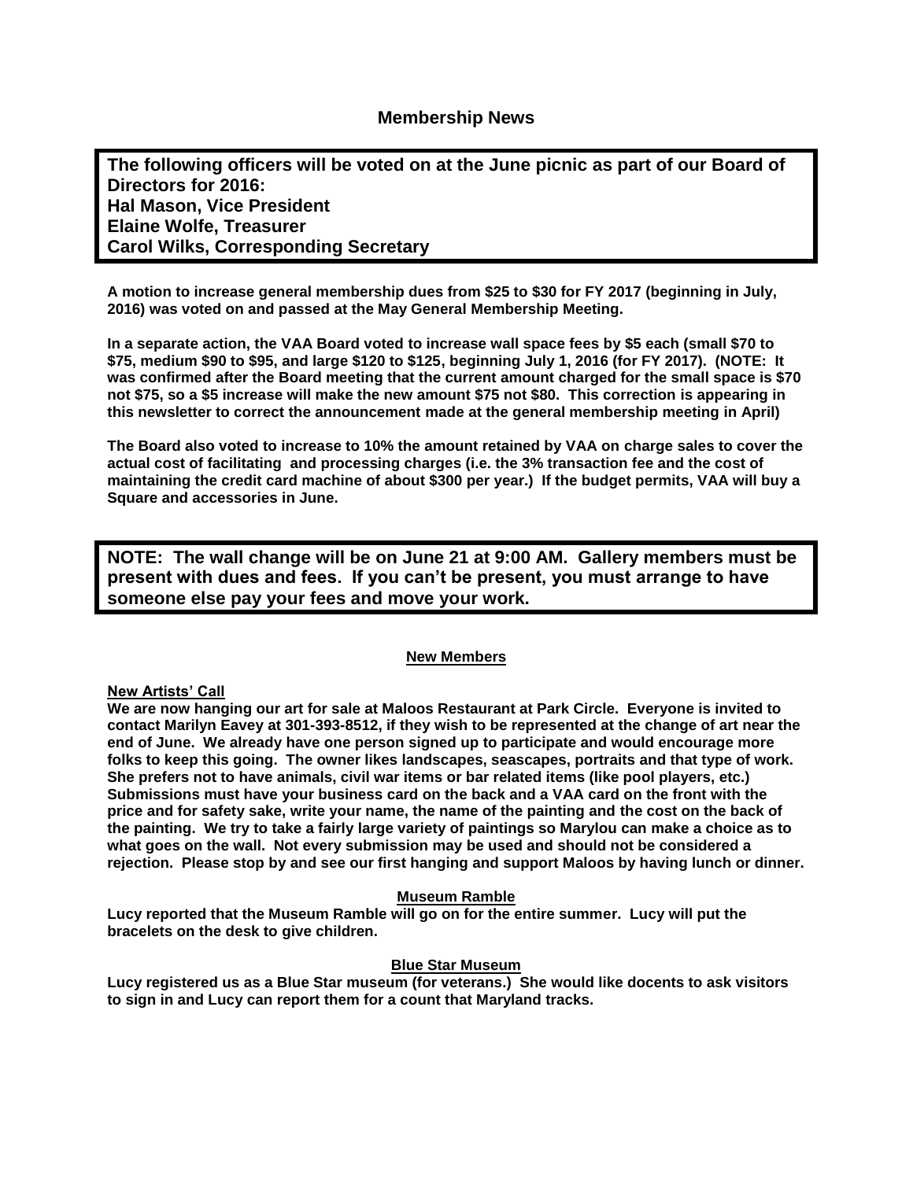## Membership News

**The following officers will be voted on at the June picnic as part of our Board of Directors for 2016:**
**Hal Mason, Vice President**
**Elaine Wolfe, Treasurer**
**Carol Wilks, Corresponding Secretary**

**A motion to increase general membership dues from $25 to $30 for FY 2017 (beginning in July, 2016) was voted on and passed at the May General Membership Meeting.**

**In a separate action, the VAA Board voted to increase wall space fees by $5 each (small $70 to $75, medium $90 to $95, and large $120 to $125, beginning July 1, 2016 (for FY 2017). (NOTE: It was confirmed after the Board meeting that the current amount charged for the small space is $70 not $75, so a $5 increase will make the new amount $75 not $80. This correction is appearing in this newsletter to correct the announcement made at the general membership meeting in April)**

**The Board also voted to increase to 10% the amount retained by VAA on charge sales to cover the actual cost of facilitating and processing charges (i.e. the 3% transaction fee and the cost of maintaining the credit card machine of about $300 per year.) If the budget permits, VAA will buy a Square and accessories in June.**

**NOTE: The wall change will be on June 21 at 9:00 AM. Gallery members must be present with dues and fees. If you can't be present, you must arrange to have someone else pay your fees and move your work.**

### New Members

**New Artists' Call**

**We are now hanging our art for sale at Maloos Restaurant at Park Circle. Everyone is invited to contact Marilyn Eavey at 301-393-8512, if they wish to be represented at the change of art near the end of June. We already have one person signed up to participate and would encourage more folks to keep this going. The owner likes landscapes, seascapes, portraits and that type of work. She prefers not to have animals, civil war items or bar related items (like pool players, etc.) Submissions must have your business card on the back and a VAA card on the front with the price and for safety sake, write your name, the name of the painting and the cost on the back of the painting. We try to take a fairly large variety of paintings so Marylou can make a choice as to what goes on the wall. Not every submission may be used and should not be considered a rejection. Please stop by and see our first hanging and support Maloos by having lunch or dinner.**

### Museum Ramble

**Lucy reported that the Museum Ramble will go on for the entire summer. Lucy will put the bracelets on the desk to give children.**

### Blue Star Museum

**Lucy registered us as a Blue Star museum (for veterans.) She would like docents to ask visitors to sign in and Lucy can report them for a count that Maryland tracks.**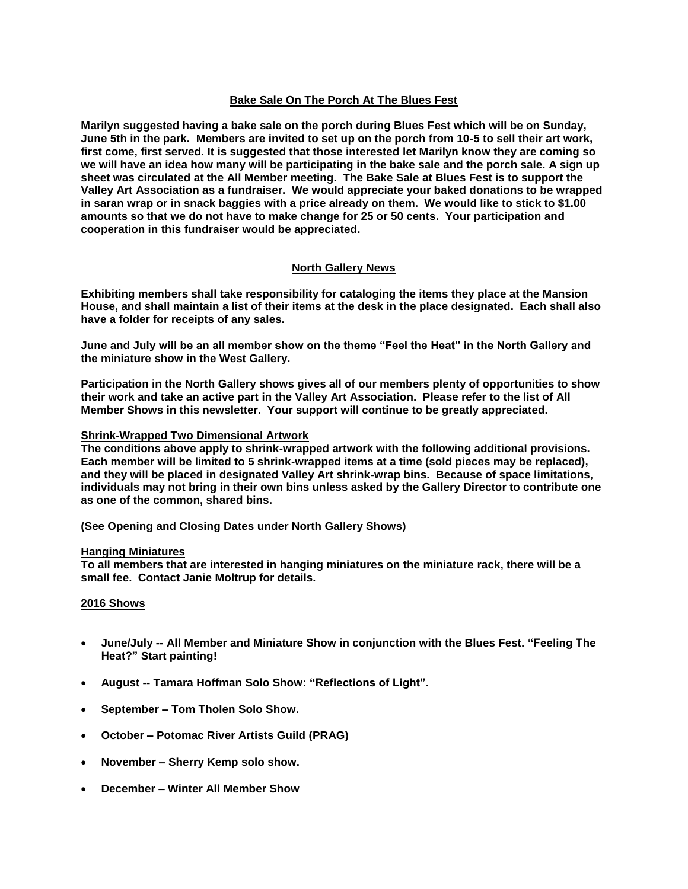## Bake Sale On The Porch At The Blues Fest

**Marilyn suggested having a bake sale on the porch during Blues Fest which will be on Sunday, June 5th in the park. Members are invited to set up on the porch from 10-5 to sell their art work, first come, first served. It is suggested that those interested let Marilyn know they are coming so we will have an idea how many will be participating in the bake sale and the porch sale. A sign up sheet was circulated at the All Member meeting. The Bake Sale at Blues Fest is to support the Valley Art Association as a fundraiser. We would appreciate your baked donations to be wrapped in saran wrap or in snack baggies with a price already on them. We would like to stick to $1.00 amounts so that we do not have to make change for 25 or 50 cents. Your participation and cooperation in this fundraiser would be appreciated.**

## North Gallery News

**Exhibiting members shall take responsibility for cataloging the items they place at the Mansion House, and shall maintain a list of their items at the desk in the place designated. Each shall also have a folder for receipts of any sales.**

**June and July will be an all member show on the theme "Feel the Heat" in the North Gallery and the miniature show in the West Gallery.**

**Participation in the North Gallery shows gives all of our members plenty of opportunities to show their work and take an active part in the Valley Art Association. Please refer to the list of All Member Shows in this newsletter. Your support will continue to be greatly appreciated.**

### Shrink-Wrapped Two Dimensional Artwork

**The conditions above apply to shrink-wrapped artwork with the following additional provisions. Each member will be limited to 5 shrink-wrapped items at a time (sold pieces may be replaced), and they will be placed in designated Valley Art shrink-wrap bins. Because of space limitations, individuals may not bring in their own bins unless asked by the Gallery Director to contribute one as one of the common, shared bins.**

**(See Opening and Closing Dates under North Gallery Shows)**

### Hanging Miniatures

**To all members that are interested in hanging miniatures on the miniature rack, there will be a small fee. Contact Janie Moltrup for details.**

### 2016 Shows

- **June/July -- All Member and Miniature Show in conjunction with the Blues Fest. "Feeling The Heat?" Start painting!**
- **August -- Tamara Hoffman Solo Show: "Reflections of Light".**
- **September – Tom Tholen Solo Show.**
- **October – Potomac River Artists Guild (PRAG)**
- **November – Sherry Kemp solo show.**
- **December – Winter All Member Show**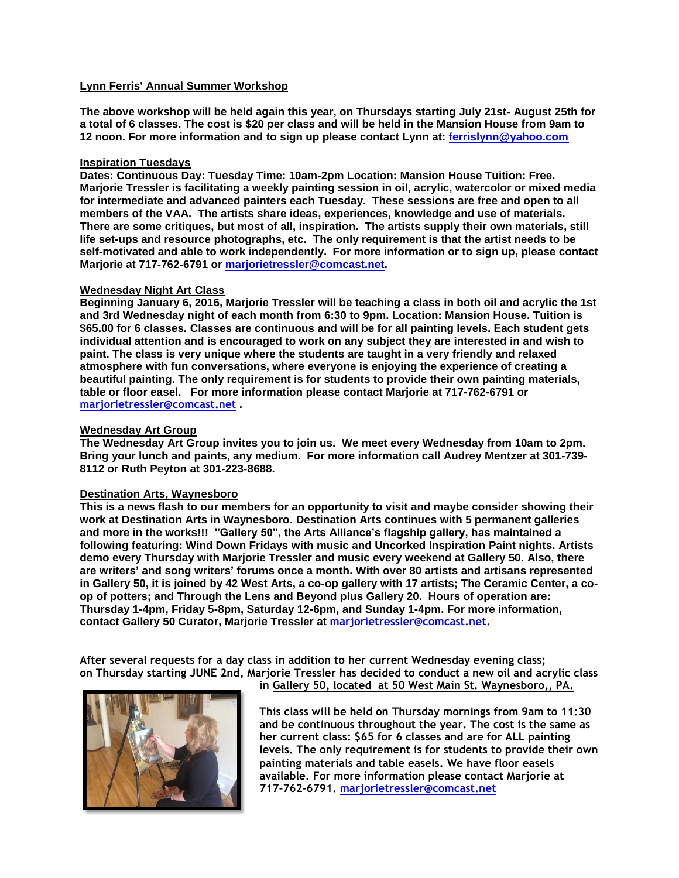**Lynn Ferris' Annual Summer Workshop**

**The above workshop will be held again this year, on Thursdays starting July 21st- August 25th for a total of 6 classes. The cost is $20 per class and will be held in the Mansion House from 9am to 12 noon. For more information and to sign up please contact Lynn at: ferrislynn@yahoo.com**

**Inspiration Tuesdays**

**Dates: Continuous Day: Tuesday Time: 10am-2pm Location: Mansion House Tuition: Free. Marjorie Tressler is facilitating a weekly painting session in oil, acrylic, watercolor or mixed media for intermediate and advanced painters each Tuesday. These sessions are free and open to all members of the VAA. The artists share ideas, experiences, knowledge and use of materials. There are some critiques, but most of all, inspiration. The artists supply their own materials, still life set-ups and resource photographs, etc. The only requirement is that the artist needs to be self-motivated and able to work independently. For more information or to sign up, please contact Marjorie at 717-762-6791 or marjorietressler@comcast.net.**

**Wednesday Night Art Class**

**Beginning January 6, 2016, Marjorie Tressler will be teaching a class in both oil and acrylic the 1st and 3rd Wednesday night of each month from 6:30 to 9pm. Location: Mansion House. Tuition is $65.00 for 6 classes. Classes are continuous and will be for all painting levels. Each student gets individual attention and is encouraged to work on any subject they are interested in and wish to paint. The class is very unique where the students are taught in a very friendly and relaxed atmosphere with fun conversations, where everyone is enjoying the experience of creating a beautiful painting. The only requirement is for students to provide their own painting materials, table or floor easel. For more information please contact Marjorie at 717-762-6791 or marjorietressler@comcast.net .**

**Wednesday Art Group**

**The Wednesday Art Group invites you to join us. We meet every Wednesday from 10am to 2pm. Bring your lunch and paints, any medium. For more information call Audrey Mentzer at 301-739-8112 or Ruth Peyton at 301-223-8688.**

**Destination Arts, Waynesboro**

**This is a news flash to our members for an opportunity to visit and maybe consider showing their work at Destination Arts in Waynesboro. Destination Arts continues with 5 permanent galleries and more in the works!!! "Gallery 50", the Arts Alliance's flagship gallery, has maintained a following featuring: Wind Down Fridays with music and Uncorked Inspiration Paint nights. Artists demo every Thursday with Marjorie Tressler and music every weekend at Gallery 50. Also, there are writers' and song writers' forums once a month. With over 80 artists and artisans represented in Gallery 50, it is joined by 42 West Arts, a co-op gallery with 17 artists; The Ceramic Center, a co-op of potters; and Through the Lens and Beyond plus Gallery 20. Hours of operation are: Thursday 1-4pm, Friday 5-8pm, Saturday 12-6pm, and Sunday 1-4pm. For more information, contact Gallery 50 Curator, Marjorie Tressler at marjorietressler@comcast.net.**

**After several requests for a day class in addition to her current Wednesday evening class; on Thursday starting JUNE 2nd, Marjorie Tressler has decided to conduct a new oil and acrylic class in Gallery 50, located at 50 West Main St. Waynesboro,, PA.**

**This class will be held on Thursday mornings from 9am to 11:30 and be continuous throughout the year. The cost is the same as her current class: $65 for 6 classes and are for ALL painting levels. The only requirement is for students to provide their own painting materials and table easels. We have floor easels available. For more information please contact Marjorie at 717-762-6791. marjorietressler@comcast.net**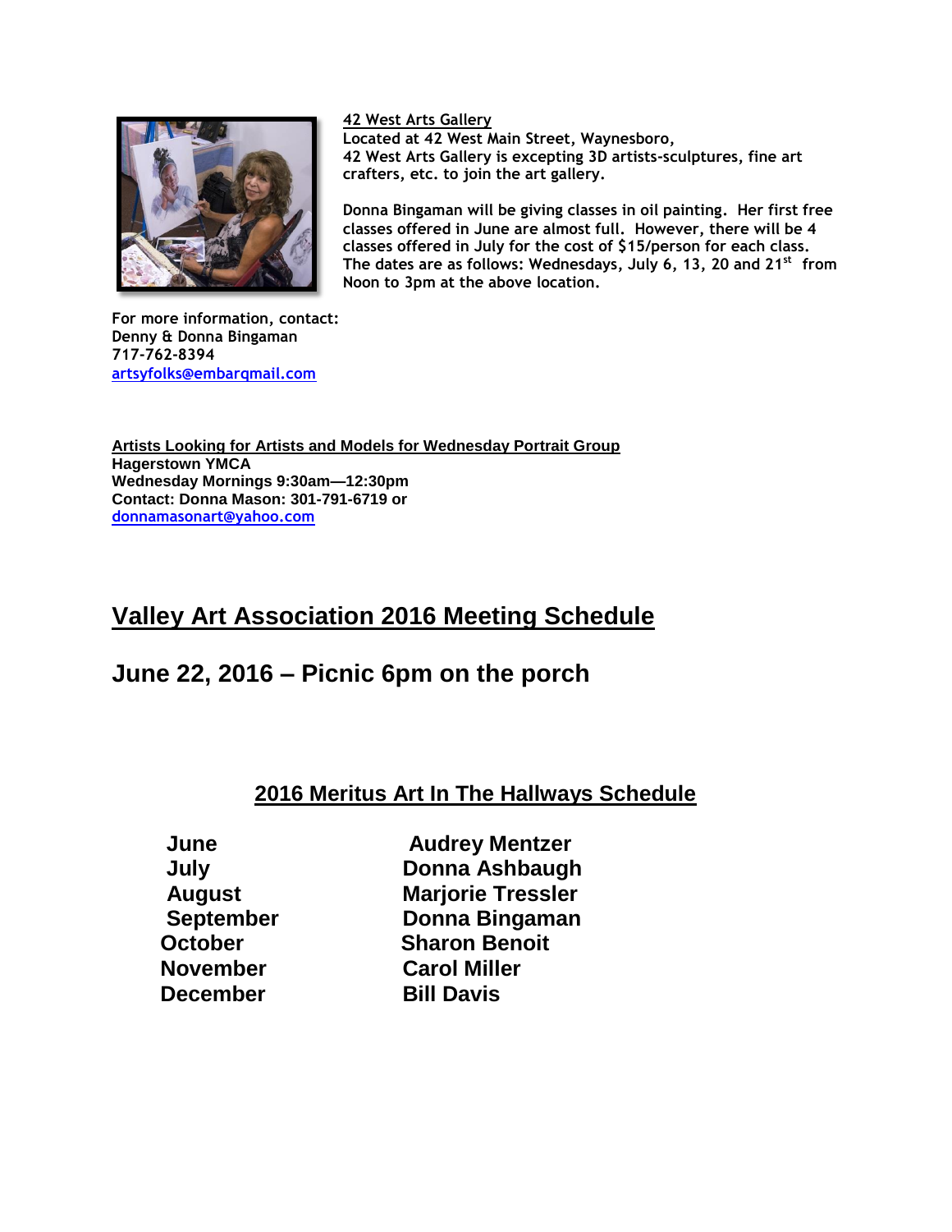**42 West Arts Gallery**

**Located at 42 West Main Street, Waynesboro,**
**42 West Arts Gallery is excepting 3D artists-sculptures, fine art crafters, etc. to join the art gallery.**

**Donna Bingaman will be giving classes in oil painting. Her first free classes offered in June are almost full. However, there will be 4 classes offered in July for the cost of $15/person for each class. The dates are as follows: Wednesdays, July 6, 13, 20 and 21st from Noon to 3pm at the above location.**

**For more information, contact:**
**Denny & Donna Bingaman**
**717-762-8394**
**artsyfolks@embarqmail.com**

**Artists Looking for Artists and Models for Wednesday Portrait Group**
**Hagerstown YMCA**
**Wednesday Mornings 9:30am—12:30pm**
**Contact: Donna Mason: 301-791-6719 or**
**donnamasonart@yahoo.com**

## Valley Art Association 2016 Meeting Schedule

## June 22, 2016 – Picnic 6pm on the porch

### 2016 Meritus Art In The Hallways Schedule

| Month | Artist |
|---|---|
| June | Audrey Mentzer |
| July | Donna Ashbaugh |
| August | Marjorie Tressler |
| September | Donna Bingaman |
| October | Sharon Benoit |
| November | Carol Miller |
| December | Bill Davis |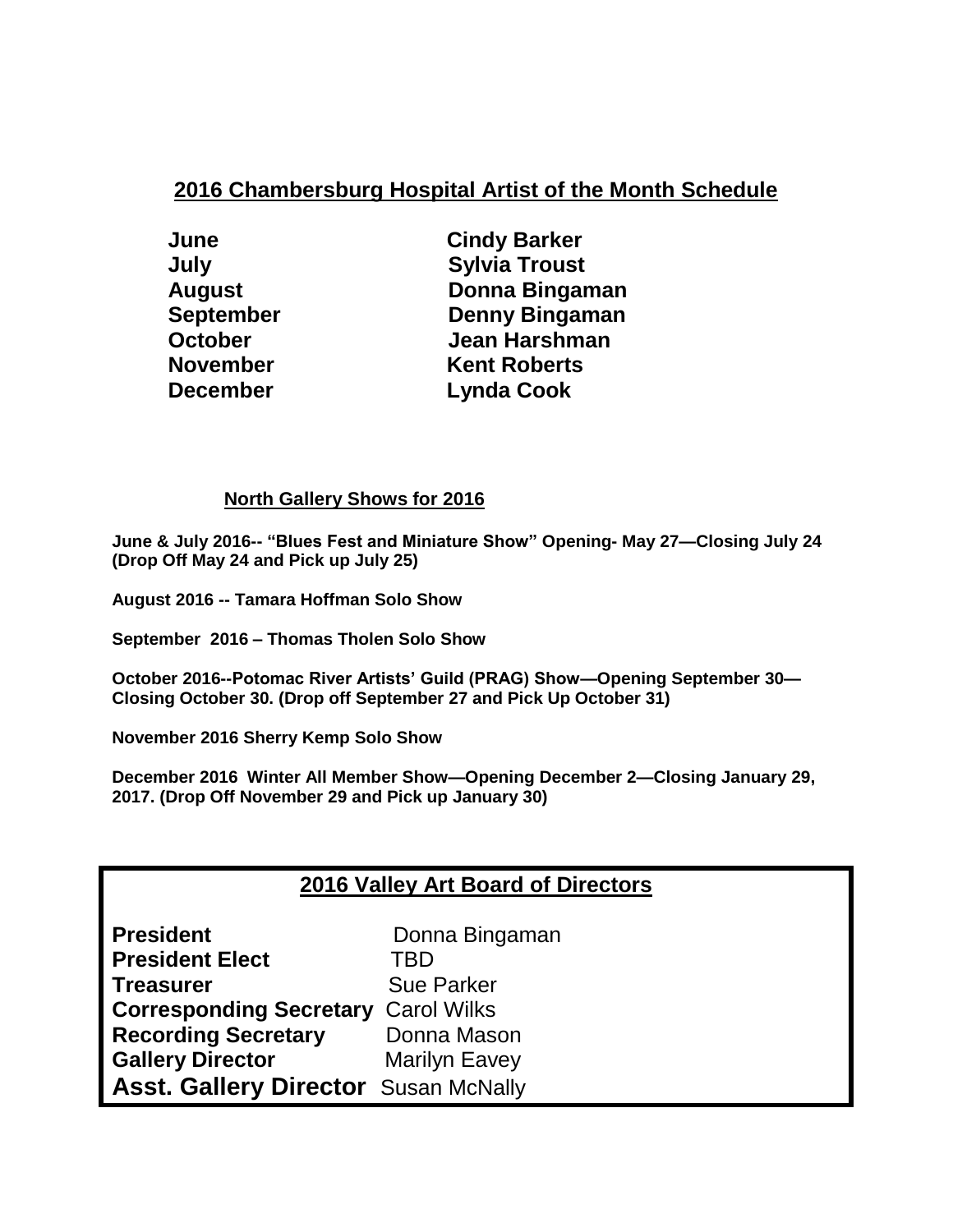## 2016 Chambersburg Hospital Artist of the Month Schedule

| | |
|---|---|
| **June** | **Cindy Barker** |
| **July** | **Sylvia Troust** |
| **August** | **Donna Bingaman** |
| **September** | **Denny Bingaman** |
| **October** | **Jean Harshman** |
| **November** | **Kent Roberts** |
| **December** | **Lynda Cook** |

### North Gallery Shows for 2016

**June & July 2016-- "Blues Fest and Miniature Show" Opening- May 27—Closing July 24 (Drop Off May 24 and Pick up July 25)**

**August 2016 -- Tamara Hoffman Solo Show**

**September 2016 – Thomas Tholen Solo Show**

**October 2016--Potomac River Artists' Guild (PRAG) Show—Opening September 30—Closing October 30. (Drop off September 27 and Pick Up October 31)**

**November 2016 Sherry Kemp Solo Show**

**December 2016 Winter All Member Show—Opening December 2—Closing January 29, 2017. (Drop Off November 29 and Pick up January 30)**

## 2016 Valley Art Board of Directors

| | |
|---|---|
| **President** | Donna Bingaman |
| **President Elect** | TBD |
| **Treasurer** | Sue Parker |
| **Corresponding Secretary** | Carol Wilks |
| **Recording Secretary** | Donna Mason |
| **Gallery Director** | Marilyn Eavey |
| **Asst. Gallery Director** | Susan McNally |